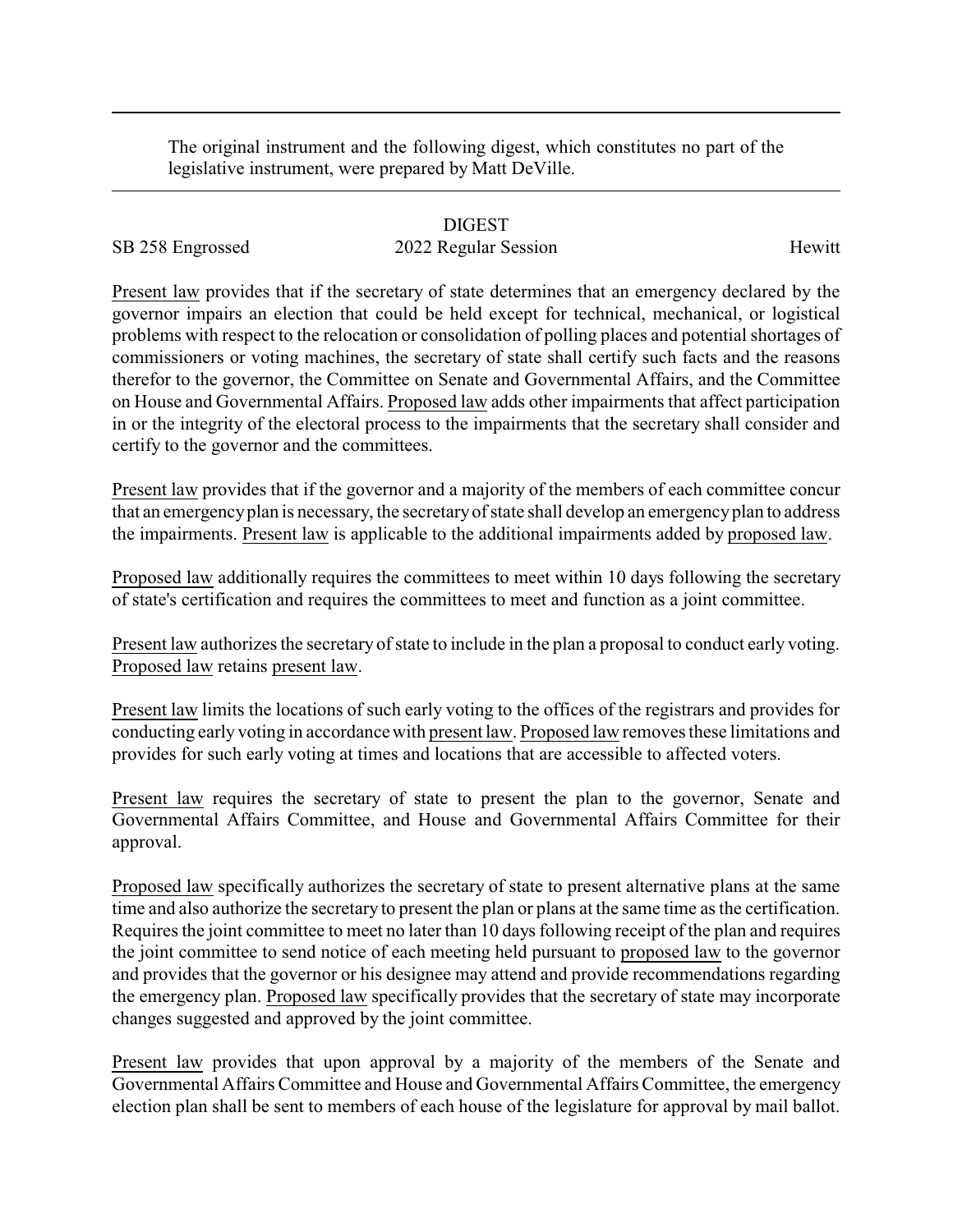The original instrument and the following digest, which constitutes no part of the legislative instrument, were prepared by Matt DeVille.

DIGEST

SB 258 Engrossed 2022 Regular Session Hewitt

Present law provides that if the secretary of state determines that an emergency declared by the governor impairs an election that could be held except for technical, mechanical, or logistical problems with respect to the relocation or consolidation of polling places and potential shortages of commissioners or voting machines, the secretary of state shall certify such facts and the reasons therefor to the governor, the Committee on Senate and Governmental Affairs, and the Committee on House and Governmental Affairs. Proposed law adds other impairments that affect participation in or the integrity of the electoral process to the impairments that the secretary shall consider and certify to the governor and the committees.

Present law provides that if the governor and a majority of the members of each committee concur that an emergency plan is necessary, the secretary of state shall develop an emergency plan to address the impairments. Present law is applicable to the additional impairments added by proposed law.

Proposed law additionally requires the committees to meet within 10 days following the secretary of state's certification and requires the committees to meet and function as a joint committee.

Present law authorizes the secretary of state to include in the plan a proposal to conduct early voting. Proposed law retains present law.

Present law limits the locations of such early voting to the offices of the registrars and provides for conducting early voting in accordance with present law. Proposed law removes these limitations and provides for such early voting at times and locations that are accessible to affected voters.

Present law requires the secretary of state to present the plan to the governor, Senate and Governmental Affairs Committee, and House and Governmental Affairs Committee for their approval.

Proposed law specifically authorizes the secretary of state to present alternative plans at the same time and also authorize the secretary to present the plan or plans at the same time as the certification. Requires the joint committee to meet no later than 10 days following receipt of the plan and requires the joint committee to send notice of each meeting held pursuant to proposed law to the governor and provides that the governor or his designee may attend and provide recommendations regarding the emergency plan. Proposed law specifically provides that the secretary of state may incorporate changes suggested and approved by the joint committee.

Present law provides that upon approval by a majority of the members of the Senate and Governmental Affairs Committee and House and Governmental Affairs Committee, the emergency election plan shall be sent to members of each house of the legislature for approval by mail ballot.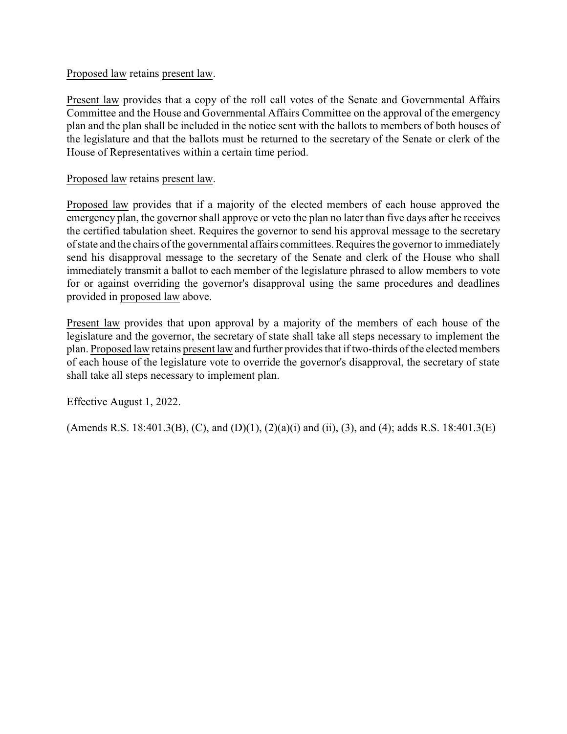Proposed law retains present law.

Present law provides that a copy of the roll call votes of the Senate and Governmental Affairs Committee and the House and Governmental Affairs Committee on the approval of the emergency plan and the plan shall be included in the notice sent with the ballots to members of both houses of the legislature and that the ballots must be returned to the secretary of the Senate or clerk of the House of Representatives within a certain time period.

Proposed law retains present law.

Proposed law provides that if a majority of the elected members of each house approved the emergency plan, the governor shall approve or veto the plan no later than five days after he receives the certified tabulation sheet. Requires the governor to send his approval message to the secretary of state and the chairs of the governmental affairs committees. Requires the governor to immediately send his disapproval message to the secretary of the Senate and clerk of the House who shall immediately transmit a ballot to each member of the legislature phrased to allow members to vote for or against overriding the governor's disapproval using the same procedures and deadlines provided in proposed law above.

Present law provides that upon approval by a majority of the members of each house of the legislature and the governor, the secretary of state shall take all steps necessary to implement the plan. Proposed law retains present law and further provides that if two-thirds of the elected members of each house of the legislature vote to override the governor's disapproval, the secretary of state shall take all steps necessary to implement plan.

Effective August 1, 2022.

(Amends R.S. 18:401.3(B), (C), and (D)(1), (2)(a)(i) and (ii), (3), and (4); adds R.S. 18:401.3(E)